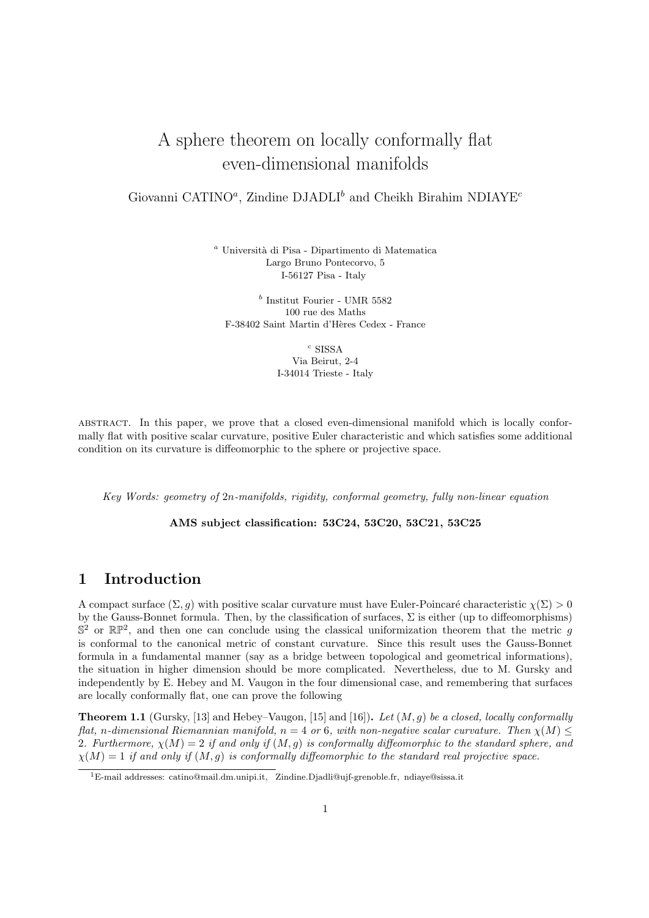# A sphere theorem on locally conformally flat even-dimensional manifolds

Giovanni CATINO[a], Zindine DJADLI[b] and Cheikh Birahim NDIAYE[c]

[a] Università di Pisa - Dipartimento di Matematica
Largo Bruno Pontecorvo, 5
I-56127 Pisa - Italy

[b] Institut Fourier - UMR 5582
100 rue des Maths
F-38402 Saint Martin d'Hères Cedex - France

[c] SISSA
Via Beirut, 2-4
I-34014 Trieste - Italy

ABSTRACT. In this paper, we prove that a closed even-dimensional manifold which is locally conformally flat with positive scalar curvature, positive Euler characteristic and which satisfies some additional condition on its curvature is diffeomorphic to the sphere or projective space.

*Key Words: geometry of $2n$-manifolds, rigidity, conformal geometry, fully non-linear equation*

**AMS subject classification: 53C24, 53C20, 53C21, 53C25**

## 1 Introduction

A compact surface $(\Sigma, g)$ with positive scalar curvature must have Euler-Poincaré characteristic $\chi(\Sigma) > 0$ by the Gauss-Bonnet formula. Then, by the classification of surfaces, $\Sigma$ is either (up to diffeomorphisms) $\mathbb{S}^2$ or $\mathbb{RP}^2$, and then one can conclude using the classical uniformization theorem that the metric $g$ is conformal to the canonical metric of constant curvature. Since this result uses the Gauss-Bonnet formula in a fundamental manner (say as a bridge between topological and geometrical informations), the situation in higher dimension should be more complicated. Nevertheless, due to M. Gursky and independently by E. Hebey and M. Vaugon in the four dimensional case, and remembering that surfaces are locally conformally flat, one can prove the following

**Theorem 1.1** (Gursky, [13] and Hebey–Vaugon, [15] and [16])**.** *Let $(M, g)$ be a closed, locally conformally flat, $n$-dimensional Riemannian manifold, $n = 4$ or $6$, with non-negative scalar curvature. Then $\chi(M) \leq 2$. Furthermore, $\chi(M) = 2$ if and only if $(M, g)$ is conformally diffeomorphic to the standard sphere, and $\chi(M) = 1$ if and only if $(M, g)$ is conformally diffeomorphic to the standard real projective space.*

[1] E-mail addresses: catino@mail.dm.unipi.it, Zindine.Djadli@ujf-grenoble.fr, ndiaye@sissa.it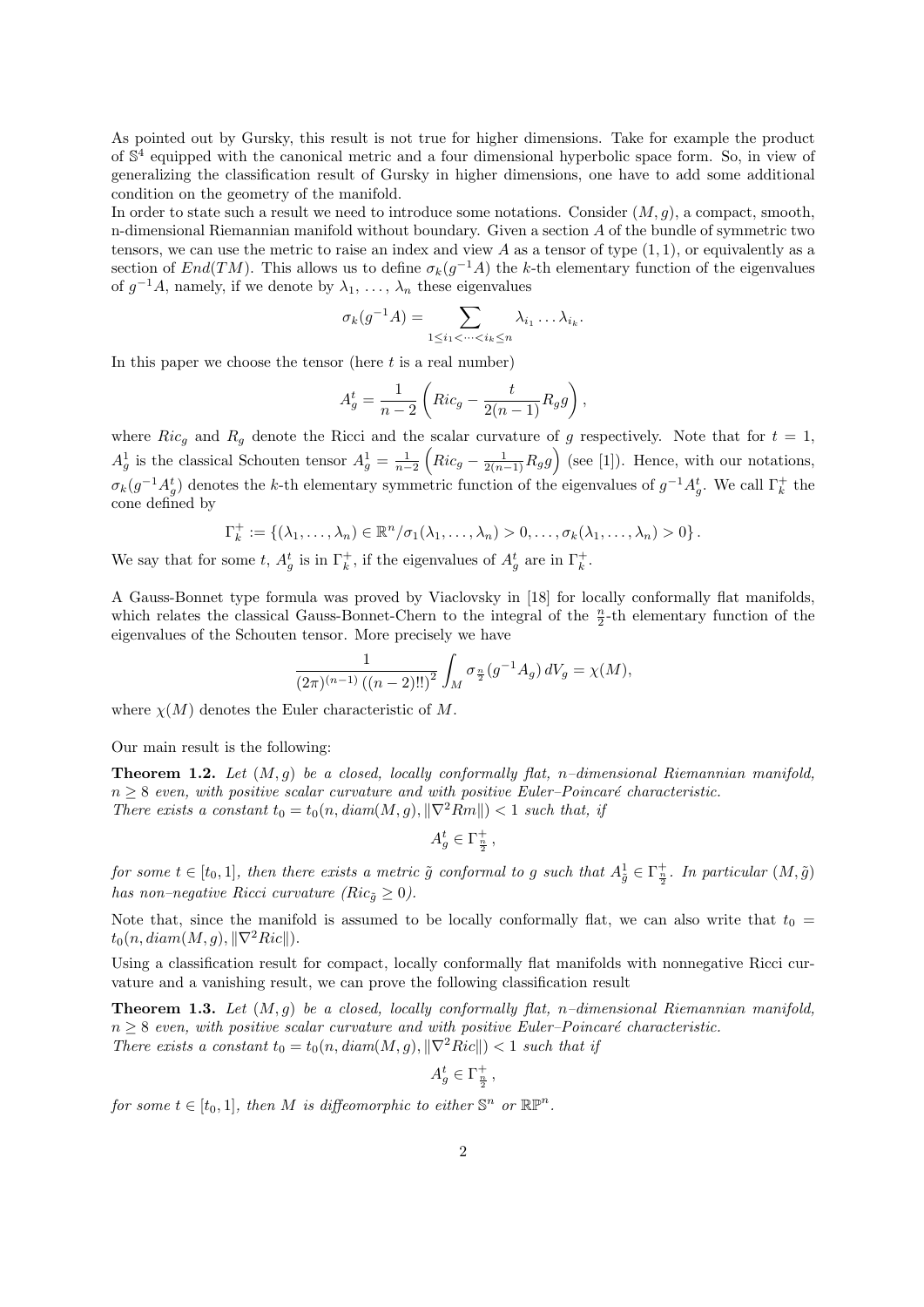As pointed out by Gursky, this result is not true for higher dimensions. Take for example the product of $\mathbb{S}^4$ equipped with the canonical metric and a four dimensional hyperbolic space form. So, in view of generalizing the classification result of Gursky in higher dimensions, one have to add some additional condition on the geometry of the manifold.

In order to state such a result we need to introduce some notations. Consider $(M, g)$, a compact, smooth, n-dimensional Riemannian manifold without boundary. Given a section $A$ of the bundle of symmetric two tensors, we can use the metric to raise an index and view $A$ as a tensor of type $(1, 1)$, or equivalently as a section of $End(TM)$. This allows us to define $\sigma_k(g^{-1}A)$ the $k$-th elementary function of the eigenvalues of $g^{-1}A$, namely, if we denote by $\lambda_1, \ldots, \lambda_n$ these eigenvalues

$$\sigma_k(g^{-1}A) = \sum_{1 \le i_1 < \cdots < i_k \le n} \lambda_{i_1} \ldots \lambda_{i_k}.$$

In this paper we choose the tensor (here $t$ is a real number)

$$A_g^t = \frac{1}{n-2}\left(Ric_g - \frac{t}{2(n-1)} R_g g\right),$$

where $Ric_g$ and $R_g$ denote the Ricci and the scalar curvature of $g$ respectively. Note that for $t = 1$, $A_g^1$ is the classical Schouten tensor $A_g^1 = \frac{1}{n-2}\left(Ric_g - \frac{1}{2(n-1)} R_g g\right)$ (see [1]). Hence, with our notations, $\sigma_k(g^{-1}A_g^t)$ denotes the $k$-th elementary symmetric function of the eigenvalues of $g^{-1}A_g^t$. We call $\Gamma_k^+$ the cone defined by

$$\Gamma_k^+ := \{(\lambda_1, \ldots, \lambda_n) \in \mathbb{R}^n / \sigma_1(\lambda_1, \ldots, \lambda_n) > 0, \ldots, \sigma_k(\lambda_1, \ldots, \lambda_n) > 0\}.$$

We say that for some $t$, $A_g^t$ is in $\Gamma_k^+$, if the eigenvalues of $A_g^t$ are in $\Gamma_k^+$.

A Gauss-Bonnet type formula was proved by Viaclovsky in [18] for locally conformally flat manifolds, which relates the classical Gauss-Bonnet-Chern to the integral of the $\frac{n}{2}$-th elementary function of the eigenvalues of the Schouten tensor. More precisely we have

$$\frac{1}{(2\pi)^{(n-1)}\left((n-2)!!\right)^2} \int_M \sigma_{\frac{n}{2}}(g^{-1}A_g)\, dV_g = \chi(M),$$

where $\chi(M)$ denotes the Euler characteristic of $M$.

Our main result is the following:

**Theorem 1.2.** *Let $(M, g)$ be a closed, locally conformally flat, $n$–dimensional Riemannian manifold, $n \ge 8$ even, with positive scalar curvature and with positive Euler–Poincaré characteristic. There exists a constant $t_0 = t_0(n, diam(M, g), \|\nabla^2 Rm\|) < 1$ such that, if*

$$A_g^t \in \Gamma_{\frac{n}{2}}^+,$$

*for some $t \in [t_0, 1]$, then there exists a metric $\tilde{g}$ conformal to $g$ such that $A_{\tilde{g}}^1 \in \Gamma_{\frac{n}{2}}^+$. In particular $(M, \tilde{g})$ has non–negative Ricci curvature ($Ric_{\tilde{g}} \ge 0$).*

Note that, since the manifold is assumed to be locally conformally flat, we can also write that $t_0 = t_0(n, diam(M, g), \|\nabla^2 Ric\|)$.

Using a classification result for compact, locally conformally flat manifolds with nonnegative Ricci curvature and a vanishing result, we can prove the following classification result

**Theorem 1.3.** *Let $(M, g)$ be a closed, locally conformally flat, $n$–dimensional Riemannian manifold, $n \ge 8$ even, with positive scalar curvature and with positive Euler–Poincaré characteristic. There exists a constant $t_0 = t_0(n, diam(M, g), \|\nabla^2 Ric\|) < 1$ such that if*

$$A_g^t \in \Gamma_{\frac{n}{2}}^+,$$

*for some $t \in [t_0, 1]$, then $M$ is diffeomorphic to either $\mathbb{S}^n$ or $\mathbb{RP}^n$.*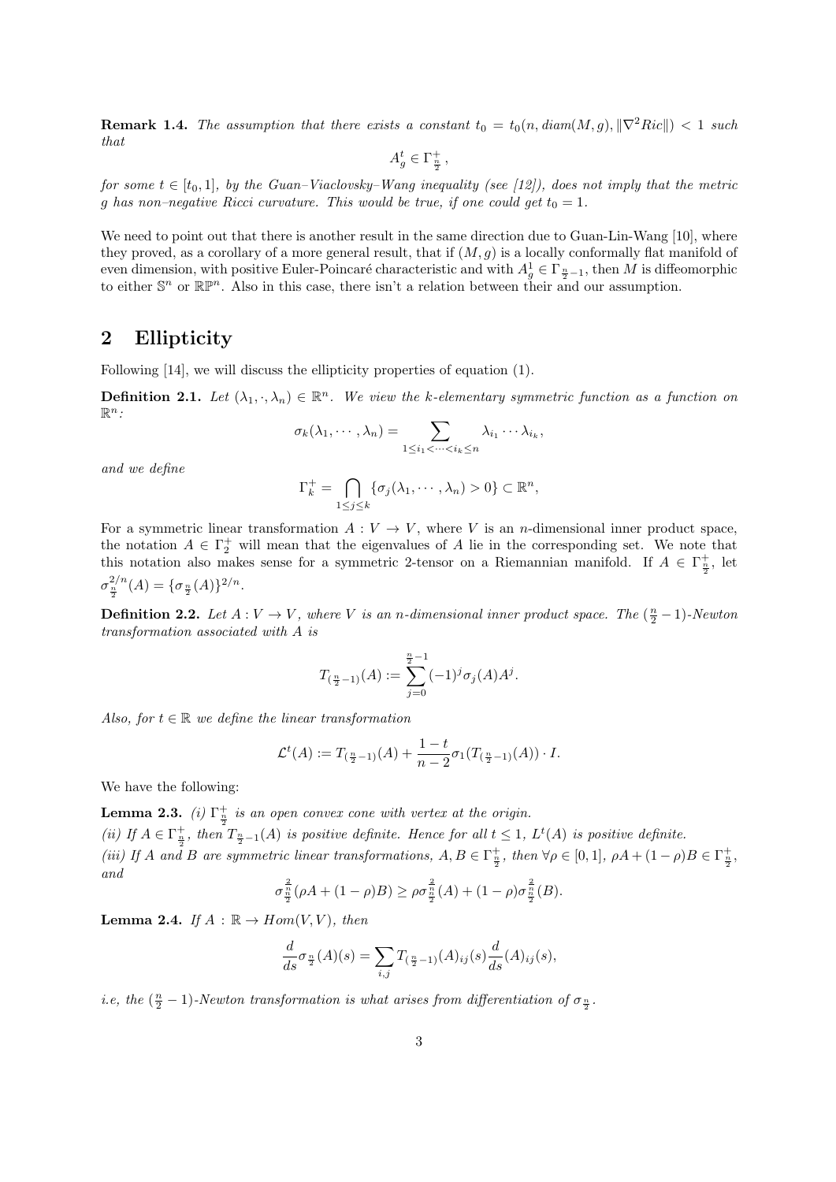**Remark 1.4.** *The assumption that there exists a constant $t_0 = t_0(n, diam(M, g), \|\nabla^2 Ric\|) < 1$ such that*

$$A_g^t \in \Gamma^+_{\frac{n}{2}},$$

*for some $t \in [t_0, 1]$, by the Guan–Viaclovsky–Wang inequality (see [12]), does not imply that the metric $g$ has non–negative Ricci curvature. This would be true, if one could get $t_0 = 1$.*

We need to point out that there is another result in the same direction due to Guan-Lin-Wang [10], where they proved, as a corollary of a more general result, that if $(M, g)$ is a locally conformally flat manifold of even dimension, with positive Euler-Poincaré characteristic and with $A_g^1 \in \Gamma_{\frac{n}{2}-1}$, then $M$ is diffeomorphic to either $\mathbb{S}^n$ or $\mathbb{RP}^n$. Also in this case, there isn't a relation between their and our assumption.

## 2 Ellipticity

Following [14], we will discuss the ellipticity properties of equation (1).

**Definition 2.1.** *Let $(\lambda_1, \cdot, \lambda_n) \in \mathbb{R}^n$. We view the $k$-elementary symmetric function as a function on $\mathbb{R}^n$:*

$$\sigma_k(\lambda_1, \cdots, \lambda_n) = \sum_{1 \leq i_1 < \cdots < i_k \leq n} \lambda_{i_1} \cdots \lambda_{i_k},$$

*and we define*

$$\Gamma_k^+ = \bigcap_{1 \leq j \leq k} \{\sigma_j(\lambda_1, \cdots, \lambda_n) > 0\} \subset \mathbb{R}^n,$$

For a symmetric linear transformation $A : V \to V$, where $V$ is an $n$-dimensional inner product space, the notation $A \in \Gamma_2^+$ will mean that the eigenvalues of $A$ lie in the corresponding set. We note that this notation also makes sense for a symmetric 2-tensor on a Riemannian manifold. If $A \in \Gamma^+_{\frac{n}{2}}$, let $\sigma_{\frac{n}{2}}^{2/n}(A) = \{\sigma_{\frac{n}{2}}(A)\}^{2/n}$.

**Definition 2.2.** *Let $A : V \to V$, where $V$ is an $n$-dimensional inner product space. The $(\frac{n}{2} - 1)$-Newton transformation associated with $A$ is*

$$T_{(\frac{n}{2}-1)}(A) := \sum_{j=0}^{\frac{n}{2}-1} (-1)^j \sigma_j(A) A^j.$$

*Also, for $t \in \mathbb{R}$ we define the linear transformation*

$$\mathcal{L}^t(A) := T_{(\frac{n}{2}-1)}(A) + \frac{1-t}{n-2} \sigma_1(T_{(\frac{n}{2}-1)}(A)) \cdot I.$$

We have the following:

**Lemma 2.3.** *(i) $\Gamma^+_{\frac{n}{2}}$ is an open convex cone with vertex at the origin.*
*(ii) If $A \in \Gamma^+_{\frac{n}{2}}$, then $T_{\frac{n}{2}-1}(A)$ is positive definite. Hence for all $t \leq 1$, $L^t(A)$ is positive definite.*
*(iii) If $A$ and $B$ are symmetric linear transformations, $A, B \in \Gamma^+_{\frac{n}{2}}$, then $\forall \rho \in [0, 1]$, $\rho A + (1-\rho) B \in \Gamma^+_{\frac{n}{2}}$, and*

$$\sigma_{\frac{n}{2}}^{\frac{2}{n}}(\rho A + (1-\rho)B) \geq \rho \sigma_{\frac{n}{2}}^{\frac{2}{n}}(A) + (1-\rho)\sigma_{\frac{n}{2}}^{\frac{2}{n}}(B).$$

**Lemma 2.4.** *If $A : \mathbb{R} \to Hom(V, V)$, then*

$$\frac{d}{ds} \sigma_{\frac{n}{2}}(A)(s) = \sum_{i,j} T_{(\frac{n}{2}-1)}(A)_{ij}(s) \frac{d}{ds}(A)_{ij}(s),$$

*i.e, the $(\frac{n}{2} - 1)$-Newton transformation is what arises from differentiation of $\sigma_{\frac{n}{2}}$.*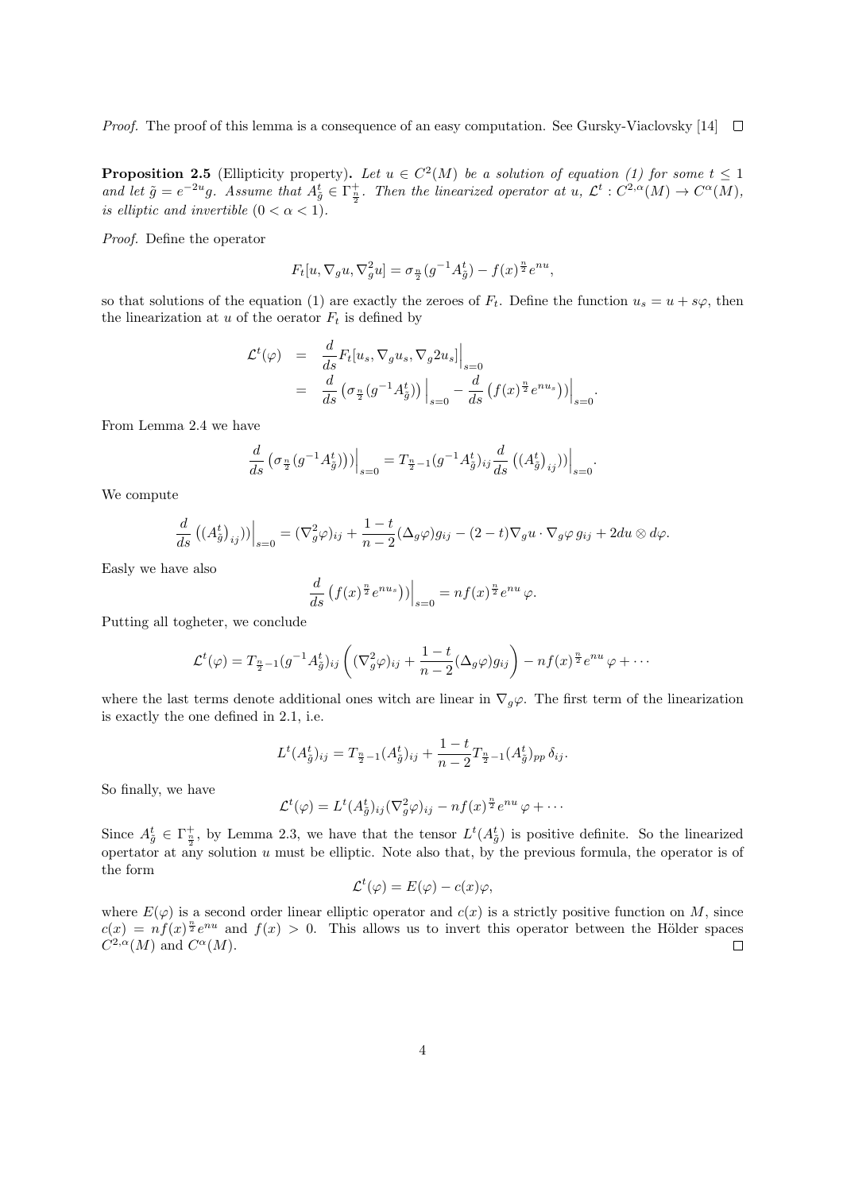*Proof.* The proof of this lemma is a consequence of an easy computation. See Gursky-Viaclovsky [14] □

**Proposition 2.5** (Ellipticity property)**.** *Let $u \in C^2(M)$ be a solution of equation (1) for some $t \leq 1$ and let $\tilde{g} = e^{-2u}g$. Assume that $A^t_{\tilde{g}} \in \Gamma^+_{\frac{n}{2}}$. Then the linearized operator at $u$, $\mathcal{L}^t : C^{2,\alpha}(M) \to C^{\alpha}(M)$, is elliptic and invertible ($0 < \alpha < 1$).*

*Proof.* Define the operator

$$F_t[u, \nabla_g u, \nabla^2_g u] = \sigma_{\frac{n}{2}}(g^{-1}A^t_{\tilde{g}}) - f(x)^{\frac{n}{2}} e^{nu},$$

so that solutions of the equation (1) are exactly the zeroes of $F_t$. Define the function $u_s = u + s\varphi$, then the linearization at $u$ of the oerator $F_t$ is defined by

$$\begin{aligned}
\mathcal{L}^t(\varphi) &= \frac{d}{ds} F_t[u_s, \nabla_g u_s, \nabla_g 2 u_s]\Big|_{s=0} \\
&= \frac{d}{ds}\left(\sigma_{\frac{n}{2}}(g^{-1}A^t_{\tilde{g}})\right)\Big|_{s=0} - \frac{d}{ds}\left(f(x)^{\frac{n}{2}} e^{nu_s})\right)\Big|_{s=0}.
\end{aligned}$$

From Lemma 2.4 we have

$$\frac{d}{ds}\left(\sigma_{\frac{n}{2}}(g^{-1}A^t_{\tilde{g}}))\right)\Big|_{s=0} = T_{\frac{n}{2}-1}(g^{-1}A^t_{\tilde{g}})_{ij} \frac{d}{ds}\left((A^t_{\tilde{g}})_{ij})\right)\Big|_{s=0}.$$

We compute

$$\frac{d}{ds}\left((A^t_{\tilde{g}})_{ij})\right)\Big|_{s=0} = (\nabla^2_g \varphi)_{ij} + \frac{1-t}{n-2}(\Delta_g \varphi) g_{ij} - (2-t)\nabla_g u \cdot \nabla_g \varphi \, g_{ij} + 2du \otimes d\varphi.$$

Easly we have also

$$\frac{d}{ds}\left(f(x)^{\frac{n}{2}} e^{nu_s})\right)\Big|_{s=0} = nf(x)^{\frac{n}{2}} e^{nu}\,\varphi.$$

Putting all togheter, we conclude

$$\mathcal{L}^t(\varphi) = T_{\frac{n}{2}-1}(g^{-1}A^t_{\tilde{g}})_{ij}\left((\nabla^2_g \varphi)_{ij} + \frac{1-t}{n-2}(\Delta_g \varphi) g_{ij}\right) - nf(x)^{\frac{n}{2}} e^{nu}\,\varphi + \cdots$$

where the last terms denote additional ones witch are linear in $\nabla_g \varphi$. The first term of the linearization is exactly the one defined in 2.1, i.e.

$$L^t(A^t_{\tilde{g}})_{ij} = T_{\frac{n}{2}-1}(A^t_{\tilde{g}})_{ij} + \frac{1-t}{n-2} T_{\frac{n}{2}-1}(A^t_{\tilde{g}})_{pp}\,\delta_{ij}.$$

So finally, we have

$$\mathcal{L}^t(\varphi) = L^t(A^t_{\tilde{g}})_{ij}(\nabla^2_g \varphi)_{ij} - nf(x)^{\frac{n}{2}} e^{nu}\,\varphi + \cdots$$

Since $A^t_{\tilde{g}} \in \Gamma^+_{\frac{n}{2}}$, by Lemma 2.3, we have that the tensor $L^t(A^t_{\tilde{g}})$ is positive definite. So the linearized opertator at any solution $u$ must be elliptic. Note also that, by the previous formula, the operator is of the form

$$\mathcal{L}^t(\varphi) = E(\varphi) - c(x)\varphi,$$

where $E(\varphi)$ is a second order linear elliptic operator and $c(x)$ is a strictly positive function on $M$, since $c(x) = nf(x)^{\frac{n}{2}} e^{nu}$ and $f(x) > 0$. This allows us to invert this operator between the Hölder spaces $C^{2,\alpha}(M)$ and $C^{\alpha}(M)$. □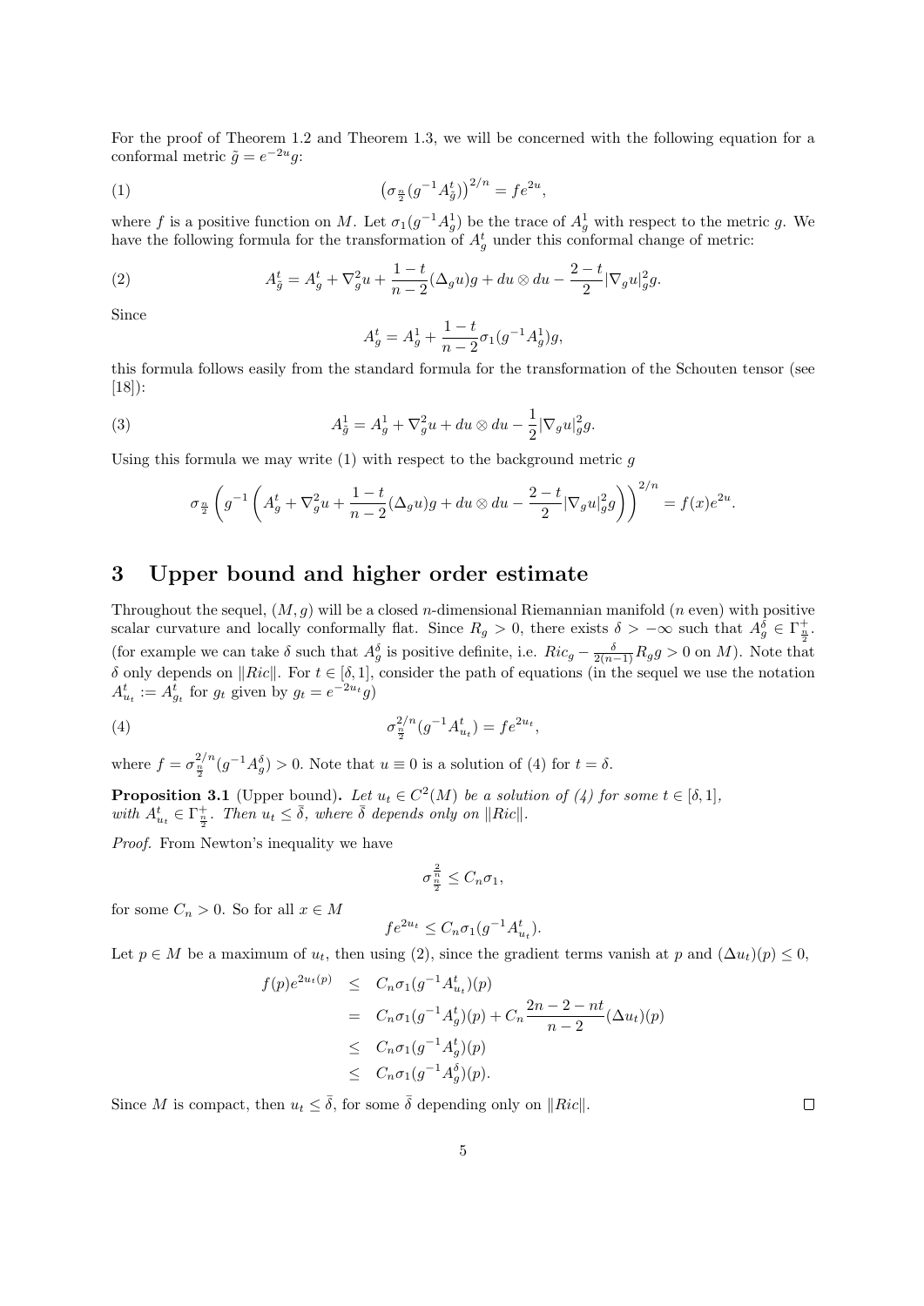For the proof of Theorem 1.2 and Theorem 1.3, we will be concerned with the following equation for a conformal metric $\tilde{g} = e^{-2u}g$:

$$\left(\sigma_{\frac{n}{2}}(g^{-1}A^t_{\tilde{g}})\right)^{2/n} = fe^{2u}, \tag{1}$$

where $f$ is a positive function on $M$. Let $\sigma_1(g^{-1}A^1_g)$ be the trace of $A^1_g$ with respect to the metric $g$. We have the following formula for the transformation of $A^t_g$ under this conformal change of metric:

$$A^t_{\tilde{g}} = A^t_g + \nabla^2_g u + \frac{1-t}{n-2}(\Delta_g u)g + du \otimes du - \frac{2-t}{2}|\nabla_g u|^2_g g. \tag{2}$$

Since

$$A^t_g = A^1_g + \frac{1-t}{n-2}\sigma_1(g^{-1}A^1_g)g,$$

this formula follows easily from the standard formula for the transformation of the Schouten tensor (see [18]):

$$A^1_{\tilde{g}} = A^1_g + \nabla^2_g u + du \otimes du - \frac{1}{2}|\nabla_g u|^2_g g. \tag{3}$$

Using this formula we may write (1) with respect to the background metric $g$

$$\sigma_{\frac{n}{2}}\left(g^{-1}\left(A^t_g + \nabla^2_g u + \frac{1-t}{n-2}(\Delta_g u)g + du \otimes du - \frac{2-t}{2}|\nabla_g u|^2_g g\right)\right)^{2/n} = f(x)e^{2u}.$$

## 3 Upper bound and higher order estimate

Throughout the sequel, $(M, g)$ will be a closed $n$-dimensional Riemannian manifold ($n$ even) with positive scalar curvature and locally conformally flat. Since $R_g > 0$, there exists $\delta > -\infty$ such that $A^\delta_g \in \Gamma^+_{\frac{n}{2}}$. (for example we can take $\delta$ such that $A^\delta_g$ is positive definite, i.e. $Ric_g - \frac{\delta}{2(n-1)}R_g g > 0$ on $M$). Note that $\delta$ only depends on $\|Ric\|$. For $t \in [\delta, 1]$, consider the path of equations (in the sequel we use the notation $A^t_{u_t} := A^t_{g_t}$ for $g_t$ given by $g_t = e^{-2u_t}g$)

$$\sigma^{2/n}_{\frac{n}{2}}(g^{-1}A^t_{u_t}) = fe^{2u_t}, \tag{4}$$

where $f = \sigma^{2/n}_{\frac{n}{2}}(g^{-1}A^\delta_g) > 0$. Note that $u \equiv 0$ is a solution of (4) for $t = \delta$.

**Proposition 3.1** (Upper bound)**.** *Let $u_t \in C^2(M)$ be a solution of (4) for some $t \in [\delta, 1]$, with $A^t_{u_t} \in \Gamma^+_{\frac{n}{2}}$. Then $u_t \leq \bar{\delta}$, where $\bar{\delta}$ depends only on $\|Ric\|$.*

*Proof.* From Newton's inequality we have

$$\sigma^{\frac{2}{n}}_{\frac{n}{2}} \leq C_n \sigma_1,$$

for some $C_n > 0$. So for all $x \in M$

$$fe^{2u_t} \leq C_n \sigma_1(g^{-1}A^t_{u_t}).$$

Let $p \in M$ be a maximum of $u_t$, then using (2), since the gradient terms vanish at $p$ and $(\Delta u_t)(p) \leq 0$,

$$\begin{aligned}
f(p)e^{2u_t(p)} &\leq C_n \sigma_1(g^{-1}A^t_{u_t})(p) \\
&= C_n \sigma_1(g^{-1}A^t_g)(p) + C_n \frac{2n-2-nt}{n-2}(\Delta u_t)(p) \\
&\leq C_n \sigma_1(g^{-1}A^t_g)(p) \\
&\leq C_n \sigma_1(g^{-1}A^\delta_g)(p).
\end{aligned}$$

Since $M$ is compact, then $u_t \leq \bar{\delta}$, for some $\bar{\delta}$ depending only on $\|Ric\|$. $\square$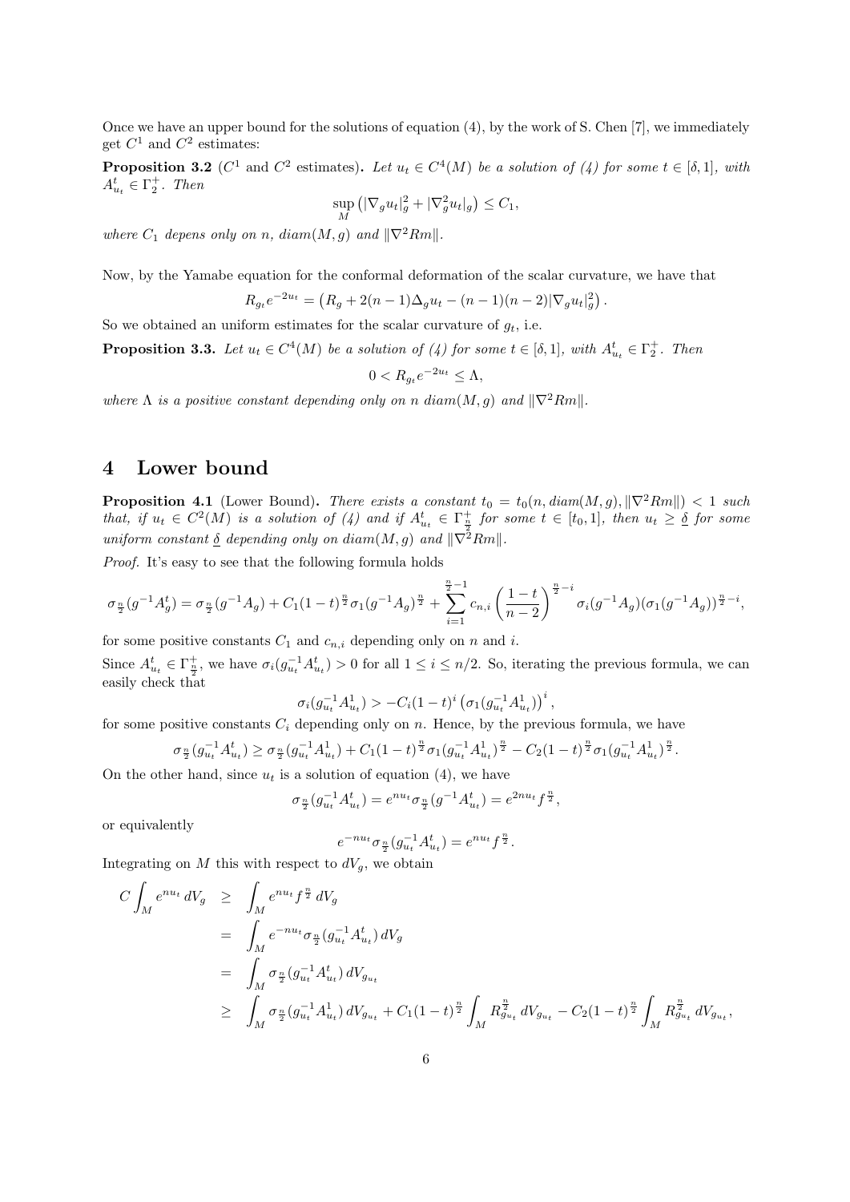Once we have an upper bound for the solutions of equation (4), by the work of S. Chen [7], we immediately get $C^1$ and $C^2$ estimates:

**Proposition 3.2** ($C^1$ and $C^2$ estimates). *Let $u_t \in C^4(M)$ be a solution of (4) for some $t \in [\delta, 1]$, with $A^t_{u_t} \in \Gamma^+_2$. Then*

$$\sup_M \left( |\nabla_g u_t|^2_g + |\nabla^2_g u_t|_g \right) \leq C_1,$$

*where $C_1$ depens only on $n$, $diam(M,g)$ and $\|\nabla^2 Rm\|$.*

Now, by the Yamabe equation for the conformal deformation of the scalar curvature, we have that

$$R_{g_t} e^{-2u_t} = \left( R_g + 2(n-1)\Delta_g u_t - (n-1)(n-2)|\nabla_g u_t|^2_g \right).$$

So we obtained an uniform estimates for the scalar curvature of $g_t$, i.e.

**Proposition 3.3.** *Let $u_t \in C^4(M)$ be a solution of (4) for some $t \in [\delta, 1]$, with $A^t_{u_t} \in \Gamma^+_2$. Then*

$$0 < R_{g_t} e^{-2u_t} \leq \Lambda,$$

*where $\Lambda$ is a positive constant depending only on $n$ $diam(M,g)$ and $\|\nabla^2 Rm\|$.*

# 4 Lower bound

**Proposition 4.1** (Lower Bound). *There exists a constant $t_0 = t_0(n, diam(M,g), \|\nabla^2 Rm\|) < 1$ such that, if $u_t \in C^2(M)$ is a solution of (4) and if $A^t_{u_t} \in \Gamma^+_{\frac{n}{2}}$ for some $t \in [t_0, 1]$, then $u_t \geq \underline{\delta}$ for some uniform constant $\underline{\delta}$ depending only on $diam(M,g)$ and $\|\nabla^2 Rm\|$.*

*Proof.* It's easy to see that the following formula holds

$$\sigma_{\frac{n}{2}}(g^{-1}A^t_g) = \sigma_{\frac{n}{2}}(g^{-1}A_g) + C_1(1-t)^{\frac{n}{2}} \sigma_1(g^{-1}A_g)^{\frac{n}{2}} + \sum_{i=1}^{\frac{n}{2}-1} c_{n,i} \left( \frac{1-t}{n-2} \right)^{\frac{n}{2}-i} \sigma_i(g^{-1}A_g)(\sigma_1(g^{-1}A_g))^{\frac{n}{2}-i},$$

for some positive constants $C_1$ and $c_{n,i}$ depending only on $n$ and $i$.

Since $A^t_{u_t} \in \Gamma^+_{\frac{n}{2}}$, we have $\sigma_i(g^{-1}_{u_t} A^t_{u_t}) > 0$ for all $1 \leq i \leq n/2$. So, iterating the previous formula, we can easily check that

$$\sigma_i(g^{-1}_{u_t} A^1_{u_t}) > -C_i(1-t)^i \left( \sigma_1(g^{-1}_{u_t} A^1_{u_t}) \right)^i,$$

for some positive constants $C_i$ depending only on $n$. Hence, by the previous formula, we have

$$\sigma_{\frac{n}{2}}(g^{-1}_{u_t} A^t_{u_t}) \geq \sigma_{\frac{n}{2}}(g^{-1}_{u_t} A^1_{u_t}) + C_1(1-t)^{\frac{n}{2}} \sigma_1(g^{-1}_{u_t} A^1_{u_t})^{\frac{n}{2}} - C_2(1-t)^{\frac{n}{2}} \sigma_1(g^{-1}_{u_t} A^1_{u_t})^{\frac{n}{2}}.$$

On the other hand, since $u_t$ is a solution of equation (4), we have

$$\sigma_{\frac{n}{2}}(g^{-1}_{u_t} A^t_{u_t}) = e^{nu_t} \sigma_{\frac{n}{2}}(g^{-1} A^t_{u_t}) = e^{2nu_t} f^{\frac{n}{2}},$$

or equivalently

$$e^{-nu_t} \sigma_{\frac{n}{2}}(g^{-1}_{u_t} A^t_{u_t}) = e^{nu_t} f^{\frac{n}{2}}.$$

Integrating on $M$ this with respect to $dV_g$, we obtain

$$\begin{aligned}
C \int_M e^{nu_t}\, dV_g &\geq \int_M e^{nu_t} f^{\frac{n}{2}}\, dV_g \\
&= \int_M e^{-nu_t} \sigma_{\frac{n}{2}}(g^{-1}_{u_t} A^t_{u_t})\, dV_g \\
&= \int_M \sigma_{\frac{n}{2}}(g^{-1}_{u_t} A^t_{u_t})\, dV_{g_{u_t}} \\
&\geq \int_M \sigma_{\frac{n}{2}}(g^{-1}_{u_t} A^1_{u_t})\, dV_{g_{u_t}} + C_1(1-t)^{\frac{n}{2}} \int_M R^{\frac{n}{2}}_{g_{u_t}}\, dV_{g_{u_t}} - C_2(1-t)^{\frac{n}{2}} \int_M R^{\frac{n}{2}}_{g_{u_t}}\, dV_{g_{u_t}},
\end{aligned}$$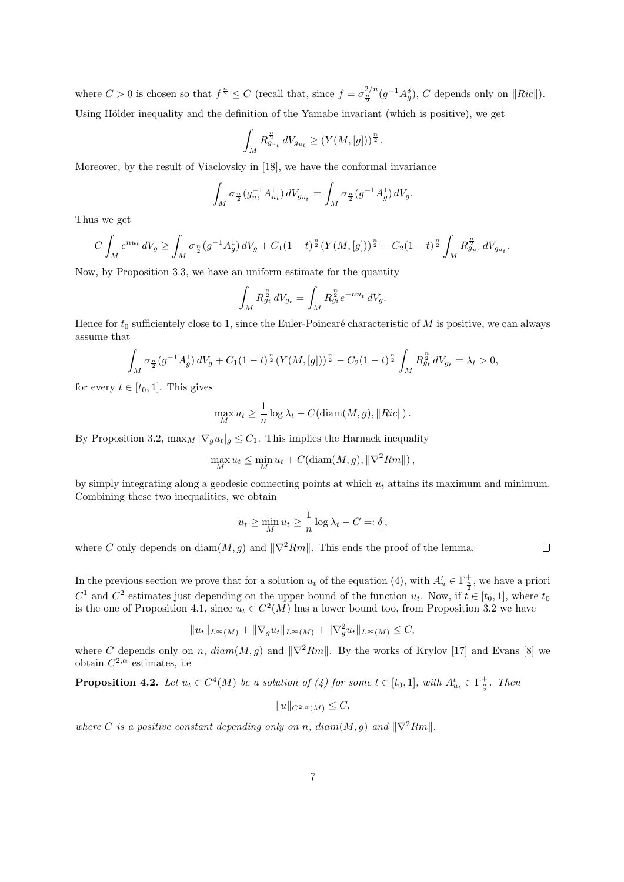where $C > 0$ is chosen so that $f^{\frac{n}{2}} \le C$ (recall that, since $f = \sigma_{\frac{n}{2}}^{2/n}(g^{-1}A_g^\delta)$, $C$ depends only on $\|Ric\|$).
Using Hölder inequality and the definition of the Yamabe invariant (which is positive), we get

$$\int_M R_{g_{u_t}}^{\frac{n}{2}} \, dV_{g_{u_t}} \ge (Y(M,[g]))^{\frac{n}{2}}.$$

Moreover, by the result of Viaclovsky in [18], we have the conformal invariance

$$\int_M \sigma_{\frac{n}{2}}(g_{u_t}^{-1}A_{u_t}^1) \, dV_{g_{u_t}} = \int_M \sigma_{\frac{n}{2}}(g^{-1}A_g^1) \, dV_g.$$

Thus we get

$$C\int_M e^{nu_t} \, dV_g \ge \int_M \sigma_{\frac{n}{2}}(g^{-1}A_g^1) \, dV_g + C_1(1-t)^{\frac{n}{2}}(Y(M,[g]))^{\frac{n}{2}} - C_2(1-t)^{\frac{n}{2}}\int_M R_{g_{u_t}}^{\frac{n}{2}} \, dV_{g_{u_t}}.$$

Now, by Proposition 3.3, we have an uniform estimate for the quantity

$$\int_M R_{g_t}^{\frac{n}{2}} \, dV_{g_t} = \int_M R_{g_t}^{\frac{n}{2}} e^{-nu_t} \, dV_g.$$

Hence for $t_0$ sufficientely close to 1, since the Euler-Poincaré characteristic of $M$ is positive, we can always assume that

$$\int_M \sigma_{\frac{n}{2}}(g^{-1}A_g^1) \, dV_g + C_1(1-t)^{\frac{n}{2}}(Y(M,[g]))^{\frac{n}{2}} - C_2(1-t)^{\frac{n}{2}}\int_M R_{g_t}^{\frac{n}{2}} \, dV_{g_t} = \lambda_t > 0,$$

for every $t \in [t_0, 1]$. This gives

$$\max_M u_t \ge \frac{1}{n}\log\lambda_t - C(\mathrm{diam}(M,g), \|Ric\|).$$

By Proposition 3.2, $\max_M |\nabla_g u_t|_g \le C_1$. This implies the Harnack inequality

$$\max_M u_t \le \min_M u_t + C(\mathrm{diam}(M,g), \|\nabla^2 Rm\|),$$

by simply integrating along a geodesic connecting points at which $u_t$ attains its maximum and minimum. Combining these two inequalities, we obtain

$$u_t \ge \min_M u_t \ge \frac{1}{n}\log\lambda_t - C =: \underline{\delta},$$

where $C$ only depends on $\mathrm{diam}(M,g)$ and $\|\nabla^2 Rm\|$. This ends the proof of the lemma. $\square$

In the previous section we prove that for a solution $u_t$ of the equation (4), with $A_u^t \in \Gamma_{\frac{n}{2}}^+$, we have a priori $C^1$ and $C^2$ estimates just depending on the upper bound of the function $u_t$. Now, if $t \in [t_0, 1]$, where $t_0$ is the one of Proposition 4.1, since $u_t \in C^2(M)$ has a lower bound too, from Proposition 3.2 we have

$$\|u_t\|_{L^\infty(M)} + \|\nabla_g u_t\|_{L^\infty(M)} + \|\nabla_g^2 u_t\|_{L^\infty(M)} \le C,$$

where $C$ depends only on $n$, $diam(M,g)$ and $\|\nabla^2 Rm\|$. By the works of Krylov [17] and Evans [8] we obtain $C^{2,\alpha}$ estimates, i.e

**Proposition 4.2.** *Let $u_t \in C^4(M)$ be a solution of (4) for some $t \in [t_0, 1]$, with $A_{u_t}^t \in \Gamma_{\frac{n}{2}}^+$. Then*

$$\|u\|_{C^{2,\alpha}(M)} \le C,$$

*where $C$ is a positive constant depending only on $n$, $diam(M,g)$ and $\|\nabla^2 Rm\|$.*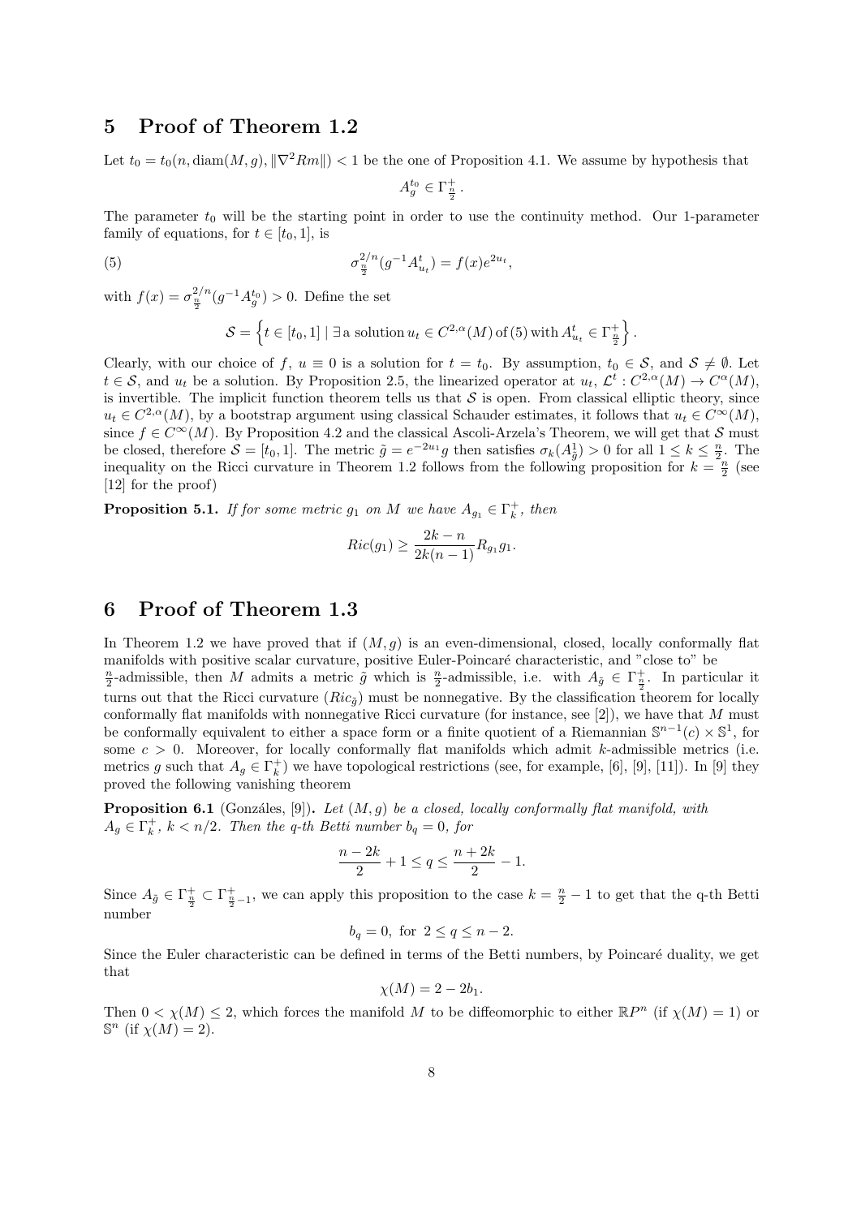## 5 Proof of Theorem 1.2

Let $t_0 = t_0(n, \mathrm{diam}(M,g), \|\nabla^2 Rm\|) < 1$ be the one of Proposition 4.1. We assume by hypothesis that

$$A_g^{t_0} \in \Gamma^+_{\frac{n}{2}}.$$

The parameter $t_0$ will be the starting point in order to use the continuity method. Our 1-parameter family of equations, for $t \in [t_0, 1]$, is

$$\sigma_{\frac{n}{2}}^{2/n}(g^{-1}A^t_{u_t}) = f(x)e^{2u_t}, \tag{5}$$

with $f(x) = \sigma_{\frac{n}{2}}^{2/n}(g^{-1}A_g^{t_0}) > 0$. Define the set

$$\mathcal{S} = \left\{ t \in [t_0, 1] \mid \exists \text{ a solution } u_t \in C^{2,\alpha}(M) \text{ of (5) with } A^t_{u_t} \in \Gamma^+_{\frac{n}{2}} \right\}.$$

Clearly, with our choice of $f$, $u \equiv 0$ is a solution for $t = t_0$. By assumption, $t_0 \in \mathcal{S}$, and $\mathcal{S} \neq \emptyset$. Let $t \in \mathcal{S}$, and $u_t$ be a solution. By Proposition 2.5, the linearized operator at $u_t$, $\mathcal{L}^t : C^{2,\alpha}(M) \to C^{\alpha}(M)$, is invertible. The implicit function theorem tells us that $\mathcal{S}$ is open. From classical elliptic theory, since $u_t \in C^{2,\alpha}(M)$, by a bootstrap argument using classical Schauder estimates, it follows that $u_t \in C^{\infty}(M)$, since $f \in C^{\infty}(M)$. By Proposition 4.2 and the classical Ascoli-Arzela's Theorem, we will get that $\mathcal{S}$ must be closed, therefore $\mathcal{S} = [t_0, 1]$. The metric $\tilde{g} = e^{-2u_1}g$ then satisfies $\sigma_k(A^1_{\tilde{g}}) > 0$ for all $1 \leq k \leq \frac{n}{2}$. The inequality on the Ricci curvature in Theorem 1.2 follows from the following proposition for $k = \frac{n}{2}$ (see [12] for the proof)

**Proposition 5.1.** *If for some metric $g_1$ on $M$ we have $A_{g_1} \in \Gamma^+_k$, then*

$$Ric(g_1) \geq \frac{2k-n}{2k(n-1)} R_{g_1} g_1.$$

## 6 Proof of Theorem 1.3

In Theorem 1.2 we have proved that if $(M, g)$ is an even-dimensional, closed, locally conformally flat manifolds with positive scalar curvature, positive Euler-Poincaré characteristic, and "close to" be $\frac{n}{2}$-admissible, then $M$ admits a metric $\tilde{g}$ which is $\frac{n}{2}$-admissible, i.e. with $A_{\tilde{g}} \in \Gamma^+_{\frac{n}{2}}$. In particular it turns out that the Ricci curvature ($Ric_{\tilde{g}}$) must be nonnegative. By the classification theorem for locally conformally flat manifolds with nonnegative Ricci curvature (for instance, see [2]), we have that $M$ must be conformally equivalent to either a space form or a finite quotient of a Riemannian $\mathbb{S}^{n-1}(c) \times \mathbb{S}^1$, for some $c > 0$. Moreover, for locally conformally flat manifolds which admit $k$-admissible metrics (i.e. metrics $g$ such that $A_g \in \Gamma^+_k$) we have topological restrictions (see, for example, [6], [9], [11]). In [9] they proved the following vanishing theorem

**Proposition 6.1** (Gonzáles, [9]). *Let $(M, g)$ be a closed, locally conformally flat manifold, with $A_g \in \Gamma^+_k$, $k < n/2$. Then the q-th Betti number $b_q = 0$, for*

$$\frac{n-2k}{2} + 1 \leq q \leq \frac{n+2k}{2} - 1.$$

Since $A_{\tilde{g}} \in \Gamma^+_{\frac{n}{2}} \subset \Gamma^+_{\frac{n}{2}-1}$, we can apply this proposition to the case $k = \frac{n}{2} - 1$ to get that the q-th Betti number

$$b_q = 0, \text{ for } 2 \leq q \leq n-2.$$

Since the Euler characteristic can be defined in terms of the Betti numbers, by Poincaré duality, we get that

$$\chi(M) = 2 - 2b_1.$$

Then $0 < \chi(M) \leq 2$, which forces the manifold $M$ to be diffeomorphic to either $\mathbb{R}P^n$ (if $\chi(M) = 1$) or $\mathbb{S}^n$ (if $\chi(M) = 2$).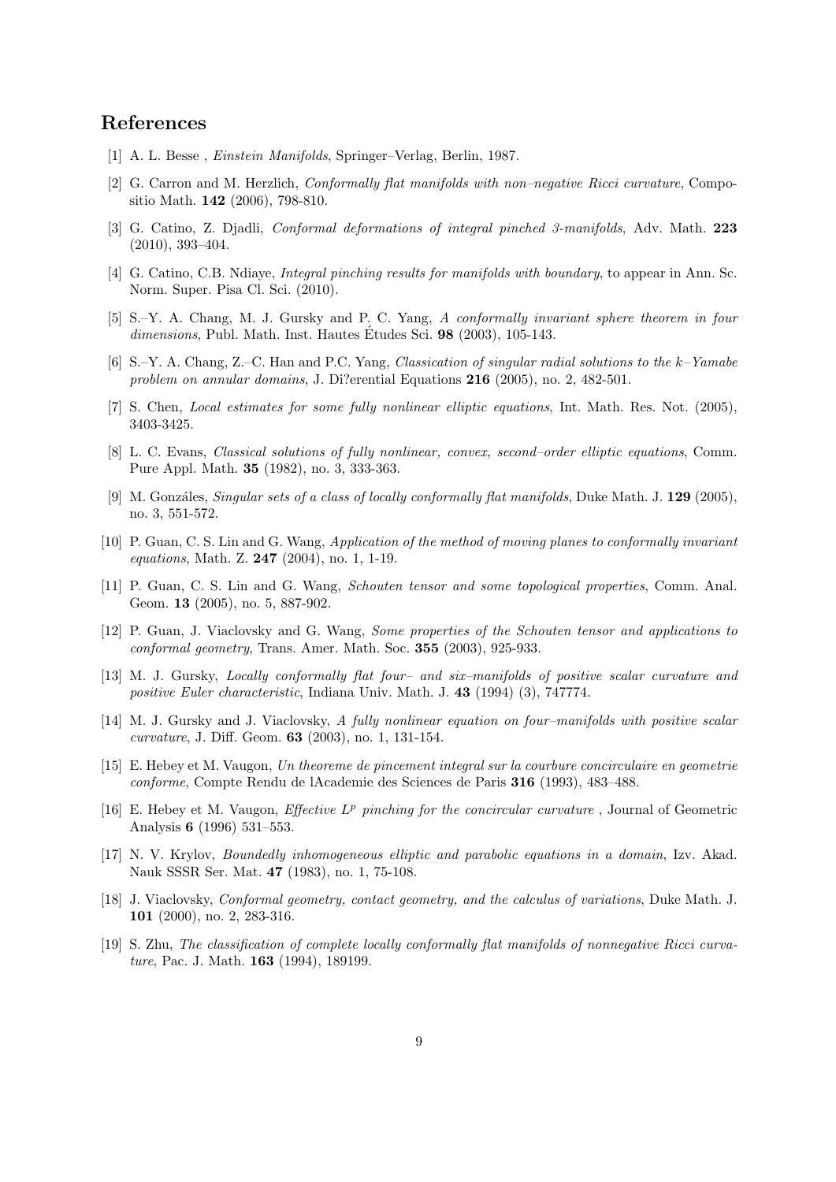# References

[1] A. L. Besse , *Einstein Manifolds*, Springer–Verlag, Berlin, 1987.

[2] G. Carron and M. Herzlich, *Conformally flat manifolds with non–negative Ricci curvature*, Compositio Math. **142** (2006), 798-810.

[3] G. Catino, Z. Djadli, *Conformal deformations of integral pinched 3-manifolds*, Adv. Math. **223** (2010), 393–404.

[4] G. Catino, C.B. Ndiaye, *Integral pinching results for manifolds with boundary*, to appear in Ann. Sc. Norm. Super. Pisa Cl. Sci. (2010).

[5] S.–Y. A. Chang, M. J. Gursky and P. C. Yang, *A conformally invariant sphere theorem in four dimensions*, Publ. Math. Inst. Hautes Études Sci. **98** (2003), 105-143.

[6] S.–Y. A. Chang, Z.–C. Han and P.C. Yang, *Classication of singular radial solutions to the k–Yamabe problem on annular domains*, J. Di?erential Equations **216** (2005), no. 2, 482-501.

[7] S. Chen, *Local estimates for some fully nonlinear elliptic equations*, Int. Math. Res. Not. (2005), 3403-3425.

[8] L. C. Evans, *Classical solutions of fully nonlinear, convex, second–order elliptic equations*, Comm. Pure Appl. Math. **35** (1982), no. 3, 333-363.

[9] M. Gonzáles, *Singular sets of a class of locally conformally flat manifolds*, Duke Math. J. **129** (2005), no. 3, 551-572.

[10] P. Guan, C. S. Lin and G. Wang, *Application of the method of moving planes to conformally invariant equations*, Math. Z. **247** (2004), no. 1, 1-19.

[11] P. Guan, C. S. Lin and G. Wang, *Schouten tensor and some topological properties*, Comm. Anal. Geom. **13** (2005), no. 5, 887-902.

[12] P. Guan, J. Viaclovsky and G. Wang, *Some properties of the Schouten tensor and applications to conformal geometry*, Trans. Amer. Math. Soc. **355** (2003), 925-933.

[13] M. J. Gursky, *Locally conformally flat four– and six–manifolds of positive scalar curvature and positive Euler characteristic*, Indiana Univ. Math. J. **43** (1994) (3), 747774.

[14] M. J. Gursky and J. Viaclovsky, *A fully nonlinear equation on four–manifolds with positive scalar curvature*, J. Diff. Geom. **63** (2003), no. 1, 131-154.

[15] E. Hebey et M. Vaugon, *Un theoreme de pincement integral sur la courbure concirculaire en geometrie conforme*, Compte Rendu de lAcademie des Sciences de Paris **316** (1993), 483–488.

[16] E. Hebey et M. Vaugon, *Effective $L^p$ pinching for the concircular curvature* , Journal of Geometric Analysis **6** (1996) 531–553.

[17] N. V. Krylov, *Boundedly inhomogeneous elliptic and parabolic equations in a domain*, Izv. Akad. Nauk SSSR Ser. Mat. **47** (1983), no. 1, 75-108.

[18] J. Viaclovsky, *Conformal geometry, contact geometry, and the calculus of variations*, Duke Math. J. **101** (2000), no. 2, 283-316.

[19] S. Zhu, *The classification of complete locally conformally flat manifolds of nonnegative Ricci curvature*, Pac. J. Math. **163** (1994), 189199.